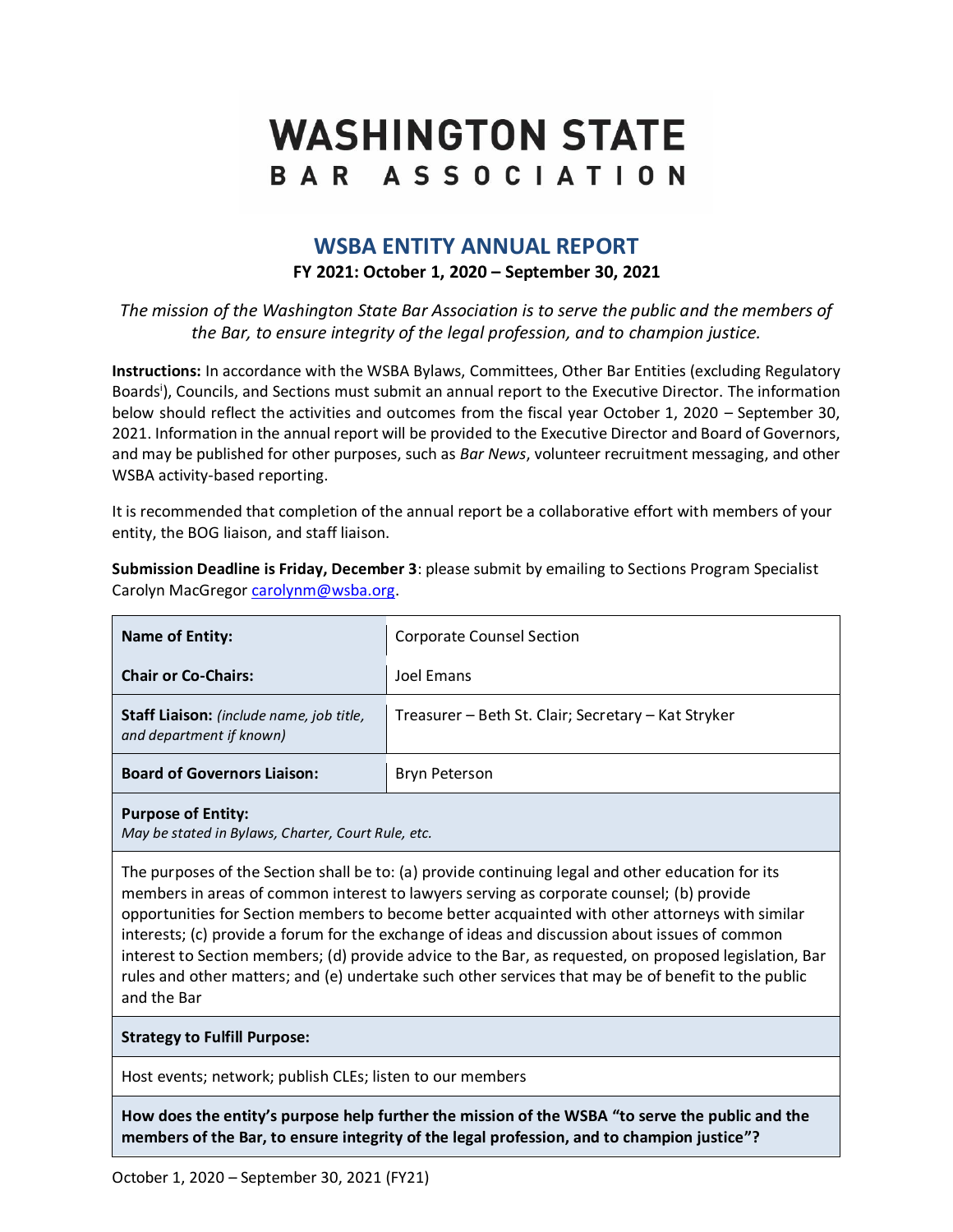# WASHINGTON STATE
## BAR ASSOCIATION

## WSBA ENTITY ANNUAL REPORT

**FY 2021: October 1, 2020 – September 30, 2021**

*The mission of the Washington State Bar Association is to serve the public and the members of the Bar, to ensure integrity of the legal profession, and to champion justice.*

**Instructions:** In accordance with the WSBA Bylaws, Committees, Other Bar Entities (excluding Regulatory Boards[i]), Councils, and Sections must submit an annual report to the Executive Director. The information below should reflect the activities and outcomes from the fiscal year October 1, 2020 – September 30, 2021. Information in the annual report will be provided to the Executive Director and Board of Governors, and may be published for other purposes, such as *Bar News*, volunteer recruitment messaging, and other WSBA activity-based reporting.

It is recommended that completion of the annual report be a collaborative effort with members of your entity, the BOG liaison, and staff liaison.

**Submission Deadline is Friday, December 3**: please submit by emailing to Sections Program Specialist Carolyn MacGregor carolynm@wsba.org.

| **Name of Entity:** | Corporate Counsel Section |
|---|---|
| **Chair or Co-Chairs:** | Joel Emans |
| **Staff Liaison:** *(include name, job title, and department if known)* | Treasurer – Beth St. Clair; Secretary – Kat Stryker |
| **Board of Governors Liaison:** | Bryn Peterson |

**Purpose of Entity:**
*May be stated in Bylaws, Charter, Court Rule, etc.*

The purposes of the Section shall be to: (a) provide continuing legal and other education for its members in areas of common interest to lawyers serving as corporate counsel; (b) provide opportunities for Section members to become better acquainted with other attorneys with similar interests; (c) provide a forum for the exchange of ideas and discussion about issues of common interest to Section members; (d) provide advice to the Bar, as requested, on proposed legislation, Bar rules and other matters; and (e) undertake such other services that may be of benefit to the public and the Bar

**Strategy to Fulfill Purpose:**

Host events; network; publish CLEs; listen to our members

**How does the entity's purpose help further the mission of the WSBA "to serve the public and the members of the Bar, to ensure integrity of the legal profession, and to champion justice"?**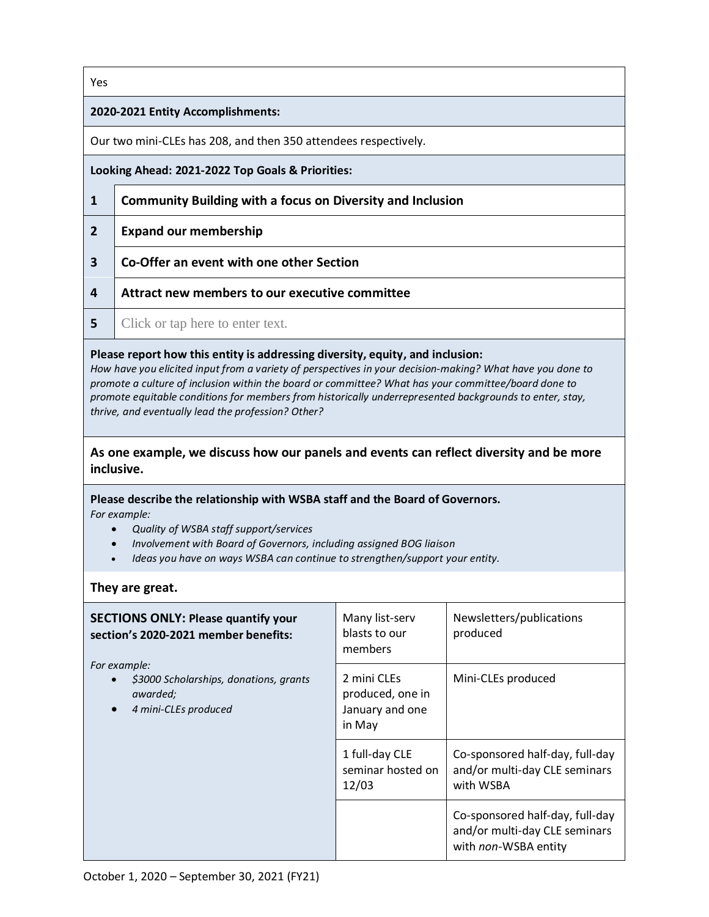Yes

**2020-2021 Entity Accomplishments:**

Our two mini-CLEs has 208, and then 350 attendees respectively.

**Looking Ahead: 2021-2022 Top Goals & Priorities:**

| | |
|---|---|
| **1** | **Community Building with a focus on Diversity and Inclusion** |
| **2** | **Expand our membership** |
| **3** | **Co-Offer an event with one other Section** |
| **4** | **Attract new members to our executive committee** |
| **5** | Click or tap here to enter text. |

**Please report how this entity is addressing diversity, equity, and inclusion:**
*How have you elicited input from a variety of perspectives in your decision-making? What have you done to promote a culture of inclusion within the board or committee? What has your committee/board done to promote equitable conditions for members from historically underrepresented backgrounds to enter, stay, thrive, and eventually lead the profession? Other?*

**As one example, we discuss how our panels and events can reflect diversity and be more inclusive.**

**Please describe the relationship with WSBA staff and the Board of Governors.**
*For example:*

- *Quality of WSBA staff support/services*
- *Involvement with Board of Governors, including assigned BOG liaison*
- *Ideas you have on ways WSBA can continue to strengthen/support your entity.*

**They are great.**

| **SECTIONS ONLY: Please quantify your section's 2020-2021 member benefits:** *For example:* • *$3000 Scholarships, donations, grants awarded;* • *4 mini-CLEs produced* | | |
|---|---|---|
| | Many list-serv blasts to our members | Newsletters/publications produced |
| | 2 mini CLEs produced, one in January and one in May | Mini-CLEs produced |
| | 1 full-day CLE seminar hosted on 12/03 | Co-sponsored half-day, full-day and/or multi-day CLE seminars with WSBA |
| | | Co-sponsored half-day, full-day and/or multi-day CLE seminars with *non*-WSBA entity |

October 1, 2020 – September 30, 2021 (FY21)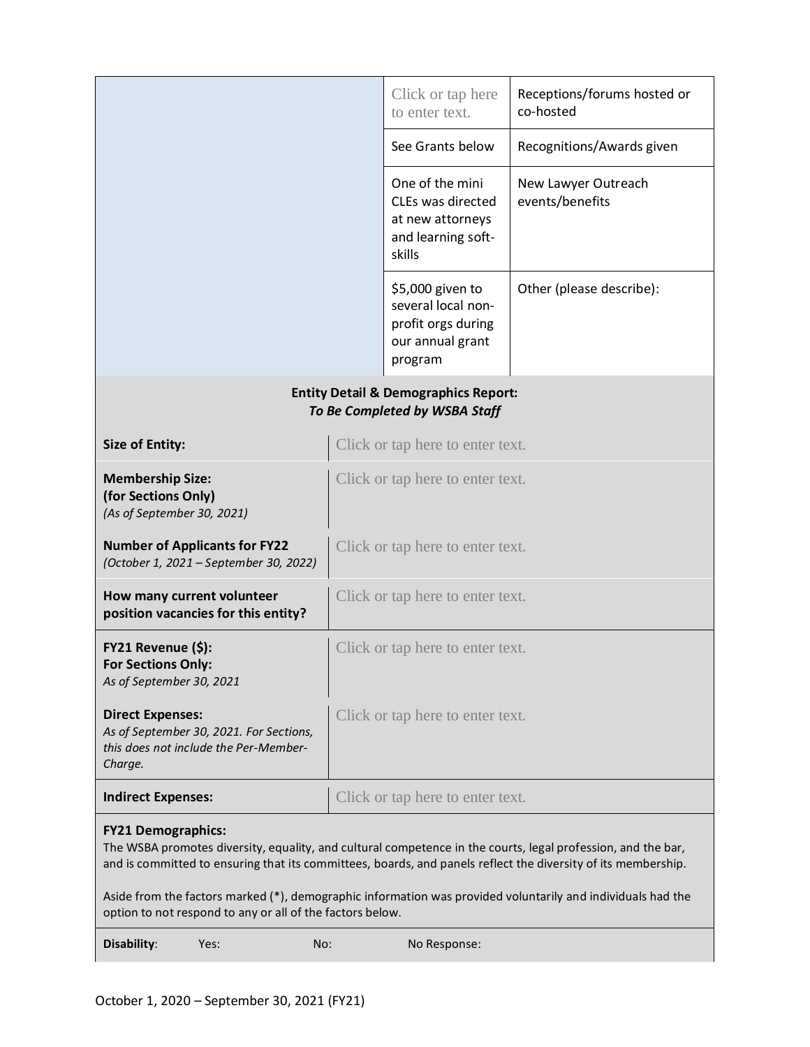| | | |
|---|---|---|
| | Click or tap here to enter text. | Receptions/forums hosted or co-hosted |
| | See Grants below | Recognitions/Awards given |
| | One of the mini CLEs was directed at new attorneys and learning soft-skills | New Lawyer Outreach events/benefits |
| | $5,000 given to several local non-profit orgs during our annual grant program | Other (please describe): |

**Entity Detail & Demographics Report:**
***To Be Completed by WSBA Staff***

| | |
|---|---|
| **Size of Entity:** | Click or tap here to enter text. |
| **Membership Size:** **(for Sections Only)** *(As of September 30, 2021)* | Click or tap here to enter text. |
| **Number of Applicants for FY22** *(October 1, 2021 – September 30, 2022)* | Click or tap here to enter text. |
| **How many current volunteer position vacancies for this entity?** | Click or tap here to enter text. |
| **FY21 Revenue ($):** **For Sections Only:** *As of September 30, 2021* | Click or tap here to enter text. |
| **Direct Expenses:** *As of September 30, 2021. For Sections, this does not include the Per-Member-Charge.* | Click or tap here to enter text. |
| **Indirect Expenses:** | Click or tap here to enter text. |

**FY21 Demographics:**
The WSBA promotes diversity, equality, and cultural competence in the courts, legal profession, and the bar, and is committed to ensuring that its committees, boards, and panels reflect the diversity of its membership.

Aside from the factors marked (*), demographic information was provided voluntarily and individuals had the option to not respond to any or all of the factors below.

| **Disability**: | Yes: | No: | No Response: |
|---|---|---|---|

October 1, 2020 – September 30, 2021 (FY21)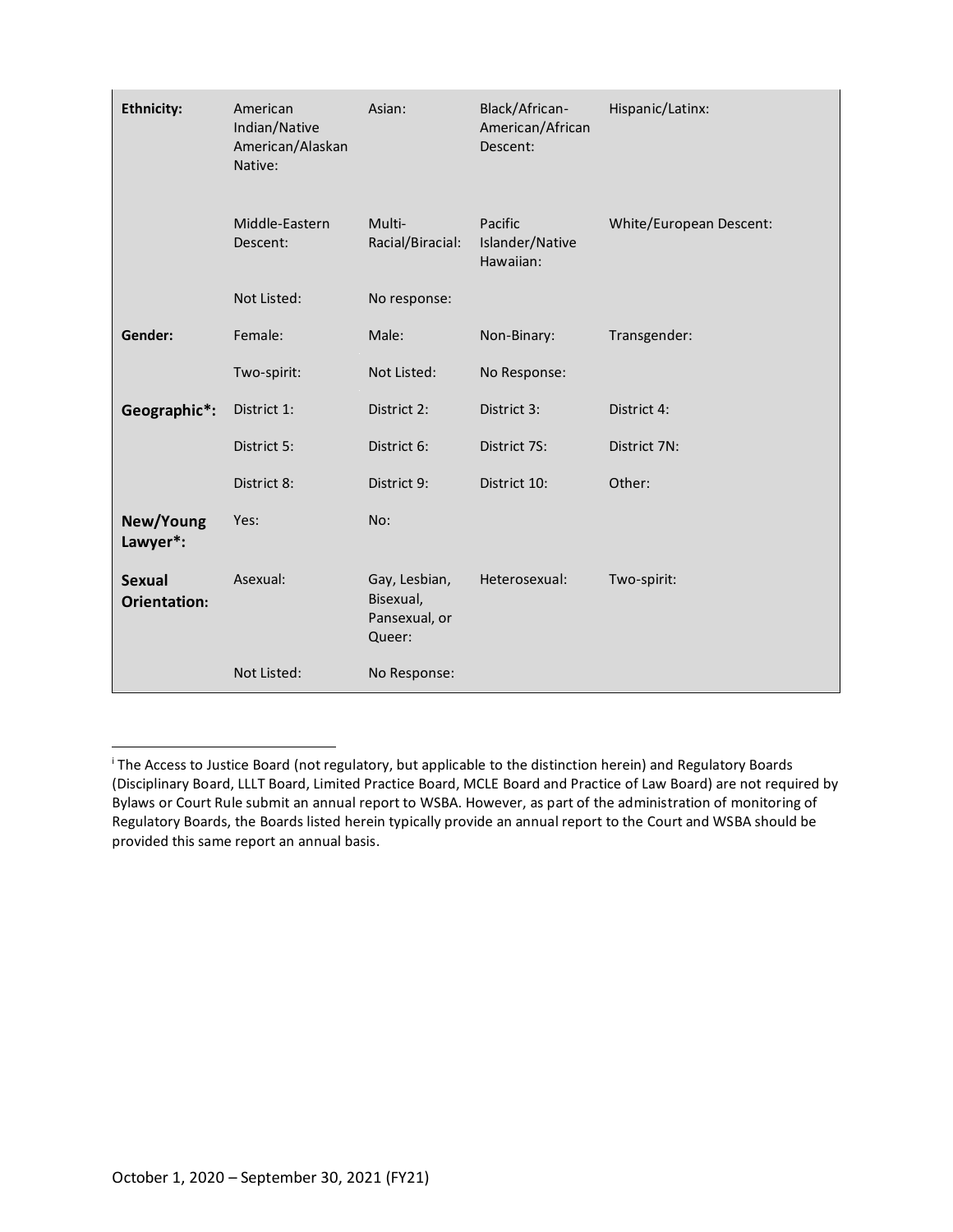| | | | | |
|---|---|---|---|---|
| **Ethnicity:** | American Indian/Native American/Alaskan Native: | Asian: | Black/African-American/African Descent: | Hispanic/Latinx: |
| | Middle-Eastern Descent: | Multi-Racial/Biracial: | Pacific Islander/Native Hawaiian: | White/European Descent: |
| | Not Listed: | No response: | | |
| **Gender:** | Female: | Male: | Non-Binary: | Transgender: |
| | Two-spirit: | Not Listed: | No Response: | |
| **Geographic*:** | District 1: | District 2: | District 3: | District 4: |
| | District 5: | District 6: | District 7S: | District 7N: |
| | District 8: | District 9: | District 10: | Other: |
| **New/Young Lawyer*:** | Yes: | No: | | |
| **Sexual Orientation:** | Asexual: | Gay, Lesbian, Bisexual, Pansexual, or Queer: | Heterosexual: | Two-spirit: |
| | Not Listed: | No Response: | | |

[i] The Access to Justice Board (not regulatory, but applicable to the distinction herein) and Regulatory Boards (Disciplinary Board, LLLT Board, Limited Practice Board, MCLE Board and Practice of Law Board) are not required by Bylaws or Court Rule submit an annual report to WSBA. However, as part of the administration of monitoring of Regulatory Boards, the Boards listed herein typically provide an annual report to the Court and WSBA should be provided this same report an annual basis.

October 1, 2020 – September 30, 2021 (FY21)